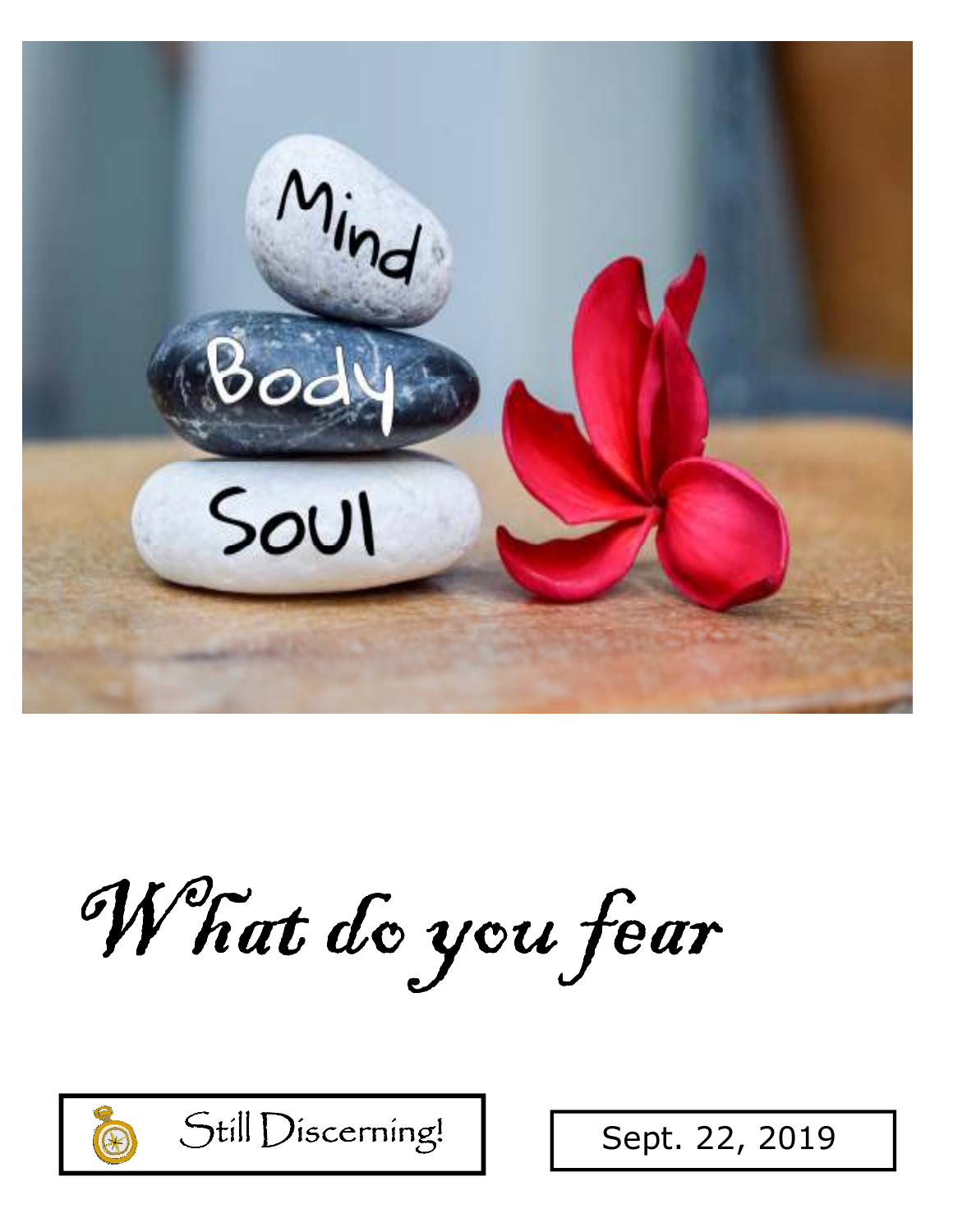# *What do you fear*

Still Discerning!

Sept. 22, 2019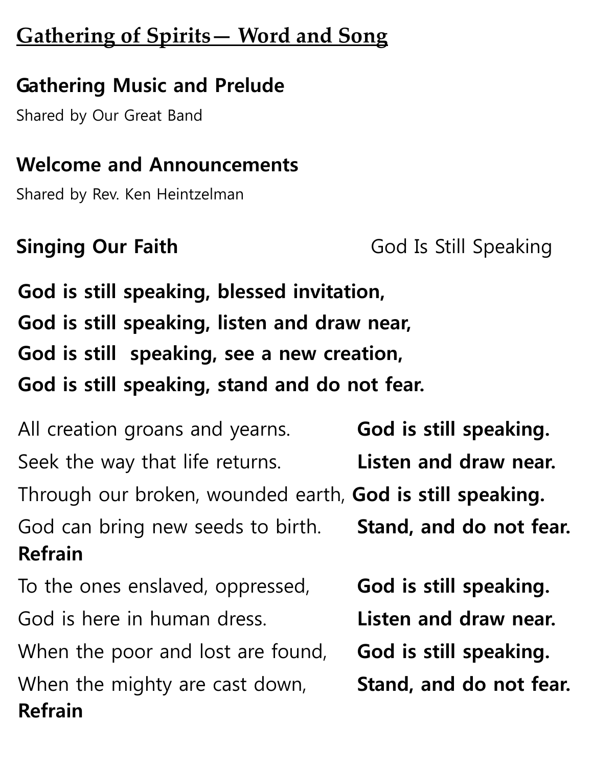## Gathering of Spirits— Word and Song

**Gathering Music and Prelude**

Shared by Our Great Band

**Welcome and Announcements**

Shared by Rev. Ken Heintzelman

**Singing Our Faith** God Is Still Speaking

**God is still speaking, blessed invitation,**
**God is still speaking, listen and draw near,**
**God is still speaking, see a new creation,**
**God is still speaking, stand and do not fear.**

All creation groans and yearns. **God is still speaking.**
Seek the way that life returns. **Listen and draw near.**
Through our broken, wounded earth, **God is still speaking.**
God can bring new seeds to birth. **Stand, and do not fear.**
**Refrain**

To the ones enslaved, oppressed, **God is still speaking.**
God is here in human dress. **Listen and draw near.**
When the poor and lost are found, **God is still speaking.**
When the mighty are cast down, **Stand, and do not fear.**
**Refrain**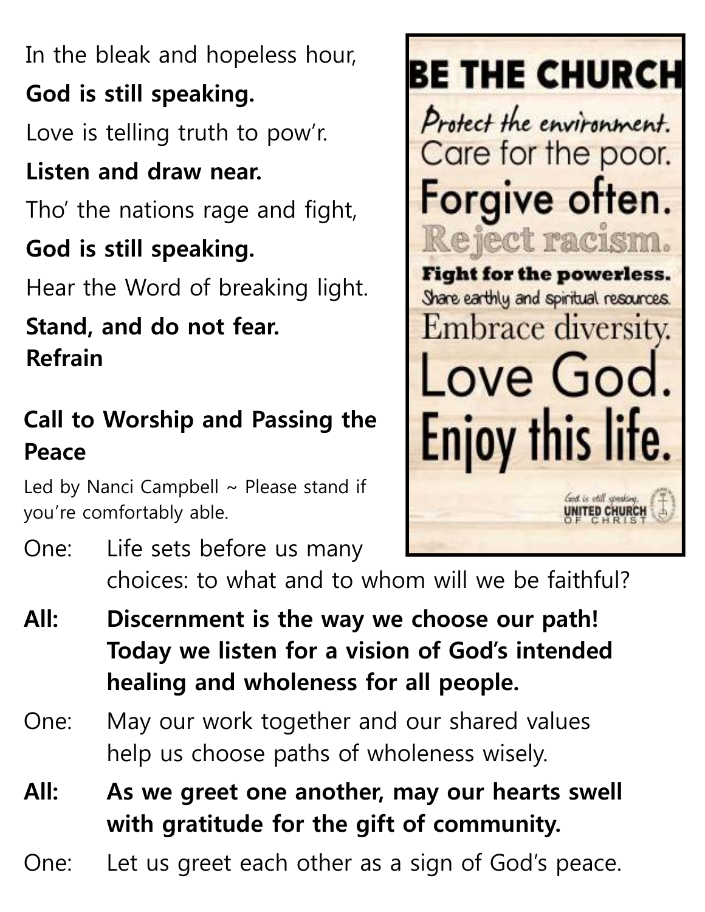In the bleak and hopeless hour,

**God is still speaking.**

Love is telling truth to pow'r.

**Listen and draw near.**

Tho' the nations rage and fight,

**God is still speaking.**

Hear the Word of breaking light.

**Stand, and do not fear.**
**Refrain**

**BE THE CHURCH**
Protect the environment.
Care for the poor.
Forgive often.
Reject racism.
Fight for the powerless.
Share earthly and spiritual resources.
Embrace diversity.
Love God.
Enjoy this life.

God is still speaking,
UNITED CHURCH OF CHRIST

### Call to Worship and Passing the Peace

Led by Nanci Campbell ~ Please stand if you're comfortably able.

One: Life sets before us many choices: to what and to whom will we be faithful?

**All: Discernment is the way we choose our path! Today we listen for a vision of God's intended healing and wholeness for all people.**

One: May our work together and our shared values help us choose paths of wholeness wisely.

**All: As we greet one another, may our hearts swell with gratitude for the gift of community.**

One: Let us greet each other as a sign of God's peace.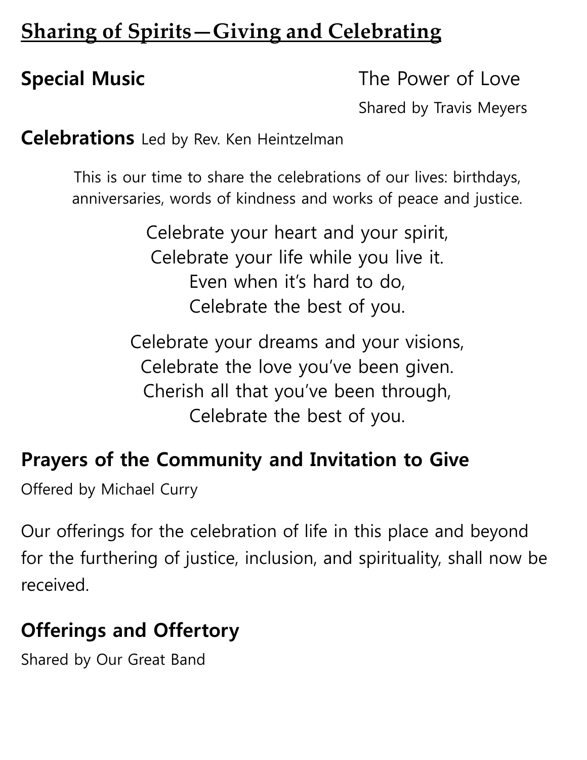## Sharing of Spirits—Giving and Celebrating

### Special Music

The Power of Love

Shared by Travis Meyers

### Celebrations

Led by Rev. Ken Heintzelman

This is our time to share the celebrations of our lives: birthdays, anniversaries, words of kindness and works of peace and justice.

Celebrate your heart and your spirit,
Celebrate your life while you live it.
Even when it's hard to do,
Celebrate the best of you.

Celebrate your dreams and your visions,
Celebrate the love you've been given.
Cherish all that you've been through,
Celebrate the best of you.

### Prayers of the Community and Invitation to Give

Offered by Michael Curry

Our offerings for the celebration of life in this place and beyond for the furthering of justice, inclusion, and spirituality, shall now be received.

### Offerings and Offertory

Shared by Our Great Band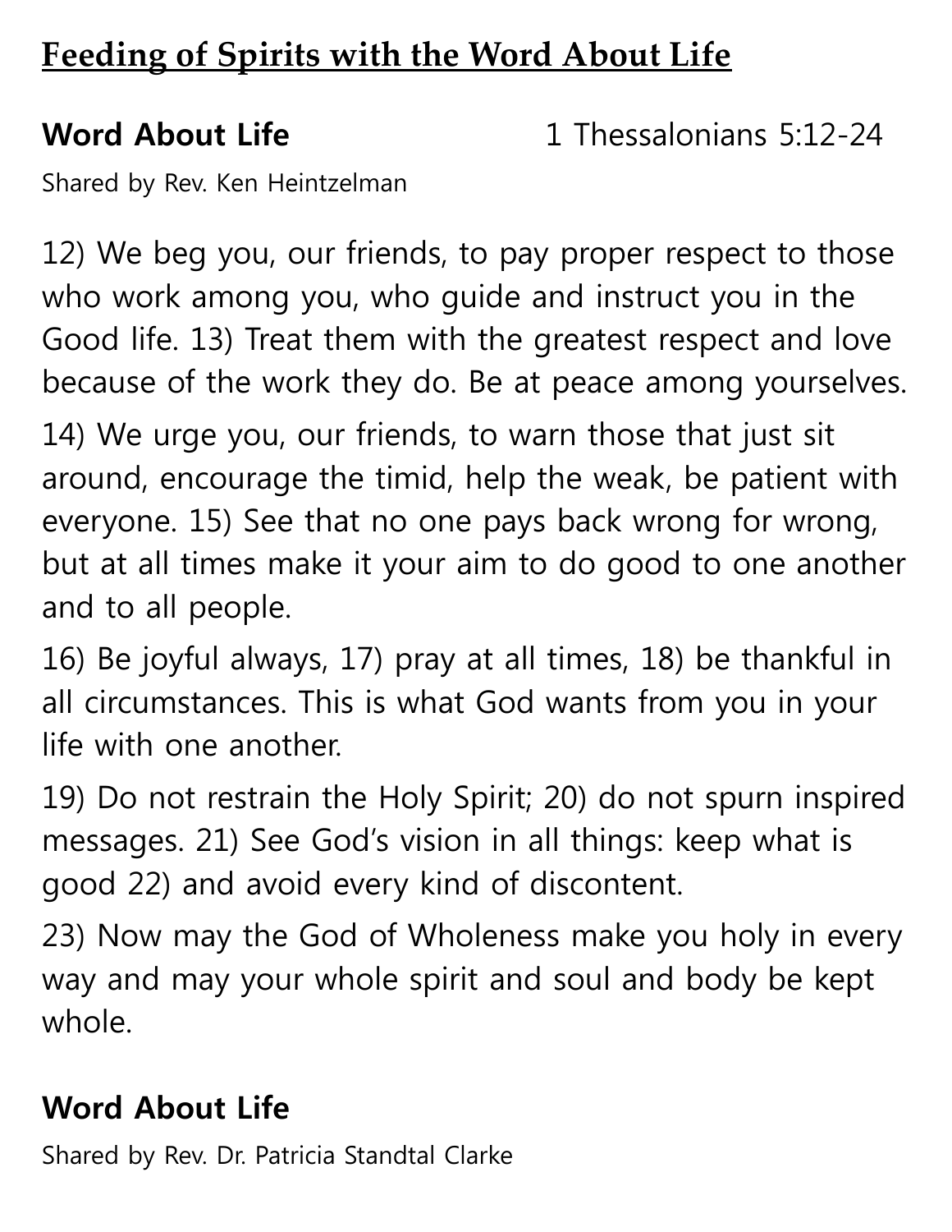## Feeding of Spirits with the Word About Life

**Word About Life** 1 Thessalonians 5:12-24

Shared by Rev. Ken Heintzelman

12) We beg you, our friends, to pay proper respect to those who work among you, who guide and instruct you in the Good life. 13) Treat them with the greatest respect and love because of the work they do. Be at peace among yourselves.

14) We urge you, our friends, to warn those that just sit around, encourage the timid, help the weak, be patient with everyone. 15) See that no one pays back wrong for wrong, but at all times make it your aim to do good to one another and to all people.

16) Be joyful always, 17) pray at all times, 18) be thankful in all circumstances. This is what God wants from you in your life with one another.

19) Do not restrain the Holy Spirit; 20) do not spurn inspired messages. 21) See God's vision in all things: keep what is good 22) and avoid every kind of discontent.

23) Now may the God of Wholeness make you holy in every way and may your whole spirit and soul and body be kept whole.

**Word About Life**

Shared by Rev. Dr. Patricia Standtal Clarke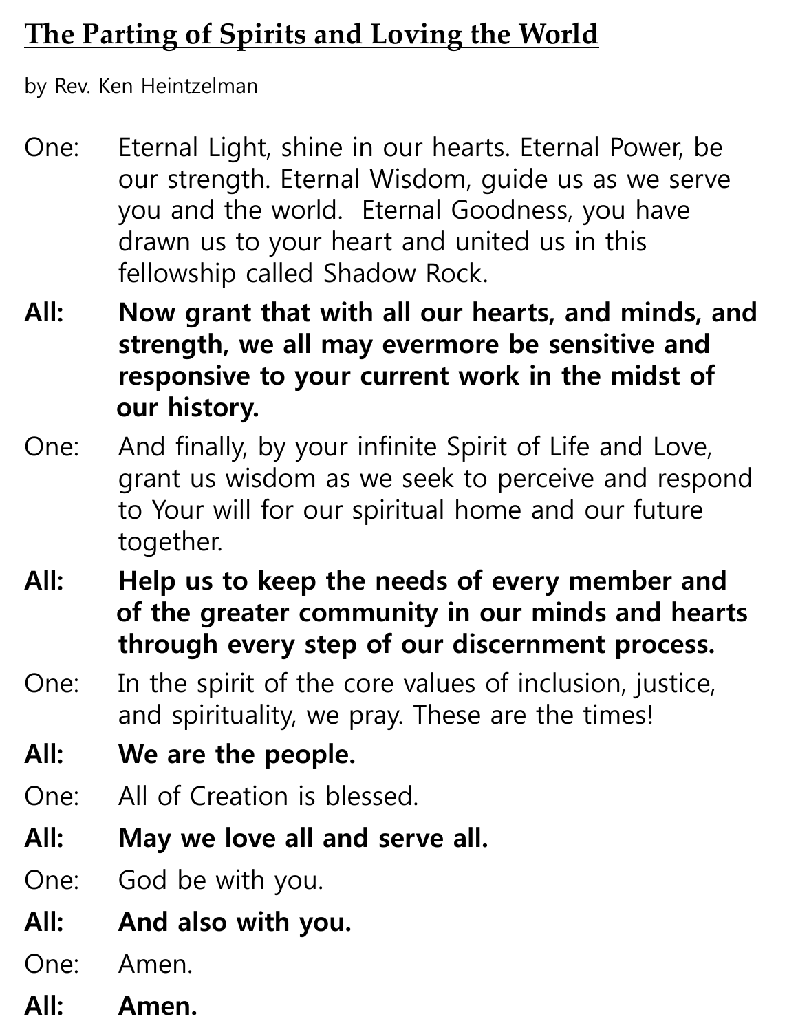## The Parting of Spirits and Loving the World

by Rev. Ken Heintzelman

One: Eternal Light, shine in our hearts. Eternal Power, be our strength. Eternal Wisdom, guide us as we serve you and the world. Eternal Goodness, you have drawn us to your heart and united us in this fellowship called Shadow Rock.

**All: Now grant that with all our hearts, and minds, and strength, we all may evermore be sensitive and responsive to your current work in the midst of our history.**

One: And finally, by your infinite Spirit of Life and Love, grant us wisdom as we seek to perceive and respond to Your will for our spiritual home and our future together.

**All: Help us to keep the needs of every member and of the greater community in our minds and hearts through every step of our discernment process.**

One: In the spirit of the core values of inclusion, justice, and spirituality, we pray. These are the times!

**All: We are the people.**

One: All of Creation is blessed.

**All: May we love all and serve all.**

One: God be with you.

**All: And also with you.**

One: Amen.

**All: Amen.**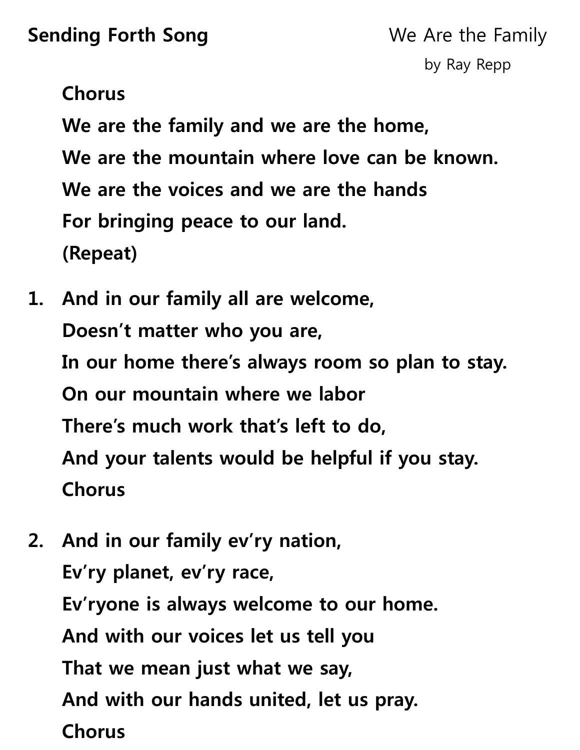**Sending Forth Song** We Are the Family

by Ray Repp

**Chorus**

**We are the family and we are the home,**
**We are the mountain where love can be known.**
**We are the voices and we are the hands**
**For bringing peace to our land.**
**(Repeat)**

1. **And in our family all are welcome,**
   **Doesn't matter who you are,**
   **In our home there's always room so plan to stay.**
   **On our mountain where we labor**
   **There's much work that's left to do,**
   **And your talents would be helpful if you stay.**
   **Chorus**

2. **And in our family ev'ry nation,**
   **Ev'ry planet, ev'ry race,**
   **Ev'ryone is always welcome to our home.**
   **And with our voices let us tell you**
   **That we mean just what we say,**
   **And with our hands united, let us pray.**
   **Chorus**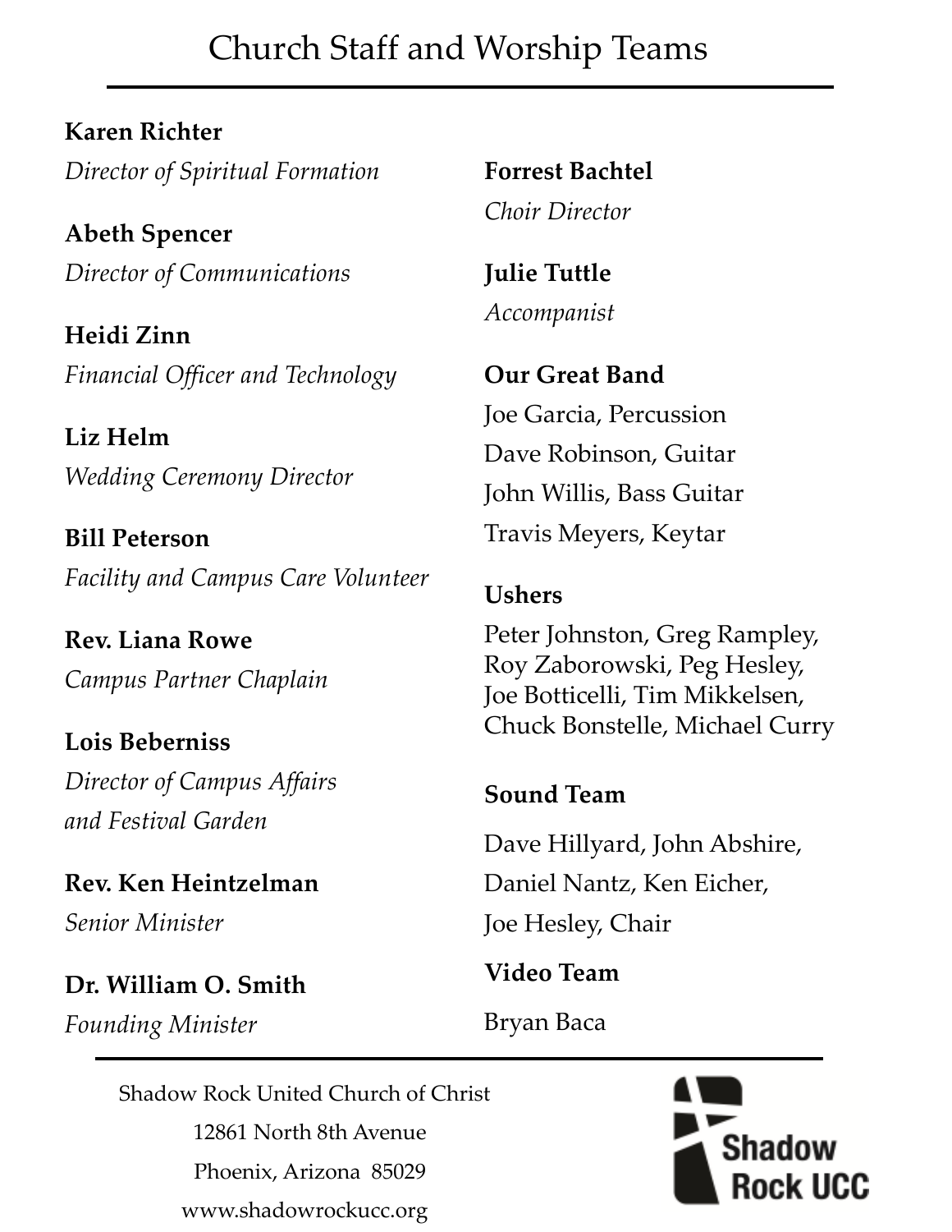# Church Staff and Worship Teams

**Karen Richter**
*Director of Spiritual Formation*

**Abeth Spencer**
*Director of Communications*

**Heidi Zinn**
*Financial Officer and Technology*

**Liz Helm**
*Wedding Ceremony Director*

**Bill Peterson**
*Facility and Campus Care Volunteer*

**Rev. Liana Rowe**
*Campus Partner Chaplain*

**Lois Beberniss**
*Director of Campus Affairs and Festival Garden*

**Rev. Ken Heintzelman**
*Senior Minister*

**Dr. William O. Smith**
*Founding Minister*

**Forrest Bachtel**
*Choir Director*

**Julie Tuttle**
*Accompanist*

**Our Great Band**

Joe Garcia, Percussion
Dave Robinson, Guitar
John Willis, Bass Guitar
Travis Meyers, Keytar

**Ushers**

Peter Johnston, Greg Rampley, Roy Zaborowski, Peg Hesley, Joe Botticelli, Tim Mikkelsen, Chuck Bonstelle, Michael Curry

**Sound Team**

Dave Hillyard, John Abshire, Daniel Nantz, Ken Eicher, Joe Hesley, Chair

**Video Team**

Bryan Baca

Shadow Rock United Church of Christ
12861 North 8th Avenue
Phoenix, Arizona 85029
www.shadowrockucc.org

Shadow Rock UCC